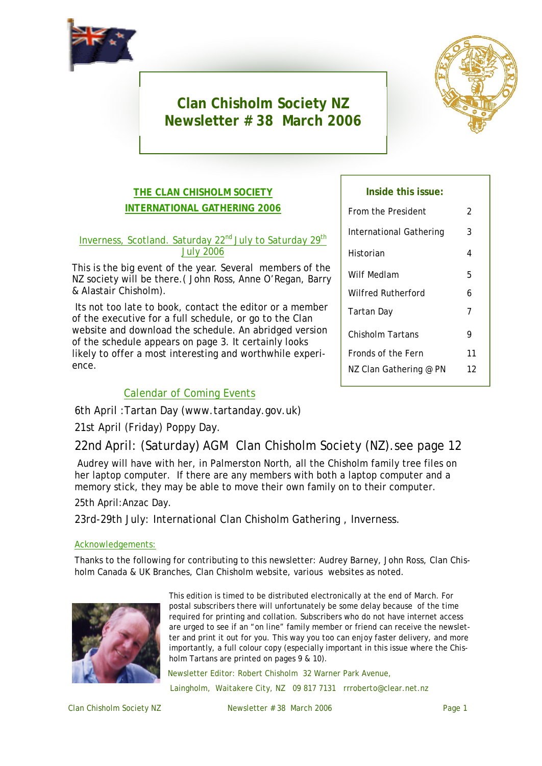# Clan Chisholm Society NZ
# Newsletter # 38 March 2006

## THE CLAN CHISHOLM SOCIETY INTERNATIONAL GATHERING 2006

### Inverness, Scotland. Saturday 22nd July to Saturday 29th July 2006

This is the big event of the year. Several members of the NZ society will be there.( John Ross, Anne O'Regan, Barry & Alastair Chisholm).

Its not too late to book, contact the editor or a member of the executive for a full schedule, or go to the Clan website and download the schedule. An abridged version of the schedule appears on page 3. It certainly looks likely to offer a most interesting and worthwhile experience.

| Inside this issue: | |
|---|---|
| From the President | 2 |
| International Gathering | 3 |
| Historian | 4 |
| Wilf Medlam | 5 |
| Wilfred Rutherford | 6 |
| Tartan Day | 7 |
| Chisholm Tartans | 9 |
| Fronds of the Fern | 11 |
| NZ Clan Gathering @ PN | 12 |

### Calendar of Coming Events

6th April :Tartan Day (www.tartanday.gov.uk)

21st April (Friday) Poppy Day.

22nd April: (Saturday) AGM Clan Chisholm Society (NZ).see page 12

Audrey will have with her, in Palmerston North, all the Chisholm family tree files on her laptop computer. If there are any members with both a laptop computer and a memory stick, they may be able to move their own family on to their computer.

25th April:Anzac Day.

23rd-29th July: International Clan Chisholm Gathering , Inverness.

### Acknowledgements:

Thanks to the following for contributing to this newsletter: Audrey Barney, John Ross, Clan Chisholm Canada & UK Branches, Clan Chisholm website, various websites as noted.

This edition is timed to be distributed electronically at the end of March. For postal subscribers there will unfortunately be some delay because of the time required for printing and collation. Subscribers who do not have internet access are urged to see if an "on line" family member or friend can receive the newsletter and print it out for you. This way you too can enjoy faster delivery, and more importantly, a full colour copy (especially important in this issue where the Chisholm Tartans are printed on pages 9 & 10).

Newsletter Editor: Robert Chisholm 32 Warner Park Avenue, Laingholm, Waitakere City, NZ 09 817 7131 rrroberto@clear.net.nz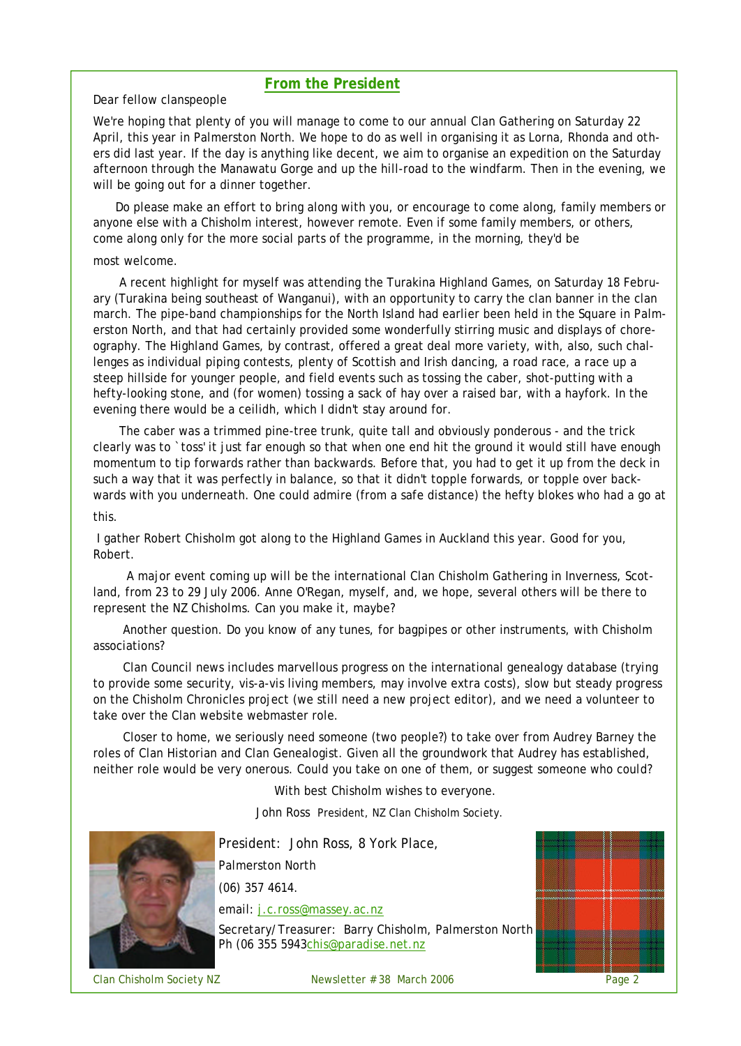## From the President

Dear fellow clanspeople

We're hoping that plenty of you will manage to come to our annual Clan Gathering on Saturday 22 April, this year in Palmerston North. We hope to do as well in organising it as Lorna, Rhonda and others did last year. If the day is anything like decent, we aim to organise an expedition on the Saturday afternoon through the Manawatu Gorge and up the hill-road to the windfarm. Then in the evening, we will be going out for a dinner together.

Do please make an effort to bring along with you, or encourage to come along, family members or anyone else with a Chisholm interest, however remote. Even if some family members, or others, come along only for the more social parts of the programme, in the morning, they'd be most welcome.

A recent highlight for myself was attending the Turakina Highland Games, on Saturday 18 February (Turakina being southeast of Wanganui), with an opportunity to carry the clan banner in the clan march. The pipe-band championships for the North Island had earlier been held in the Square in Palmerston North, and that had certainly provided some wonderfully stirring music and displays of choreography. The Highland Games, by contrast, offered a great deal more variety, with, also, such challenges as individual piping contests, plenty of Scottish and Irish dancing, a road race, a race up a steep hillside for younger people, and field events such as tossing the caber, shot-putting with a hefty-looking stone, and (for women) tossing a sack of hay over a raised bar, with a hayfork. In the evening there would be a ceilidh, which I didn't stay around for.

The caber was a trimmed pine-tree trunk, quite tall and obviously ponderous - and the trick clearly was to `toss' it just far enough so that when one end hit the ground it would still have enough momentum to tip forwards rather than backwards. Before that, you had to get it up from the deck in such a way that it was perfectly in balance, so that it didn't topple forwards, or topple over backwards with you underneath. One could admire (from a safe distance) the hefty blokes who had a go at this.

I gather Robert Chisholm got along to the Highland Games in Auckland this year. Good for you, Robert.

A major event coming up will be the international Clan Chisholm Gathering in Inverness, Scotland, from 23 to 29 July 2006. Anne O'Regan, myself, and, we hope, several others will be there to represent the NZ Chisholms. Can you make it, maybe?

Another question. Do you know of any tunes, for bagpipes or other instruments, with Chisholm associations?

Clan Council news includes marvellous progress on the international genealogy database (trying to provide some security, vis-a-vis living members, may involve extra costs), slow but steady progress on the Chisholm Chronicles project (we still need a new project editor), and we need a volunteer to take over the Clan website webmaster role.

Closer to home, we seriously need someone (two people?) to take over from Audrey Barney the roles of Clan Historian and Clan Genealogist. Given all the groundwork that Audrey has established, neither role would be very onerous. Could you take on one of them, or suggest someone who could?

With best Chisholm wishes to everyone.

John Ross President, NZ Clan Chisholm Society.

President: John Ross, 8 York Place,

Palmerston North

(06) 357 4614.

email: j.c.ross@massey.ac.nz

Secretary/Treasurer: Barry Chisholm, Palmerston North Ph (06 355 5943chis@paradise.net.nz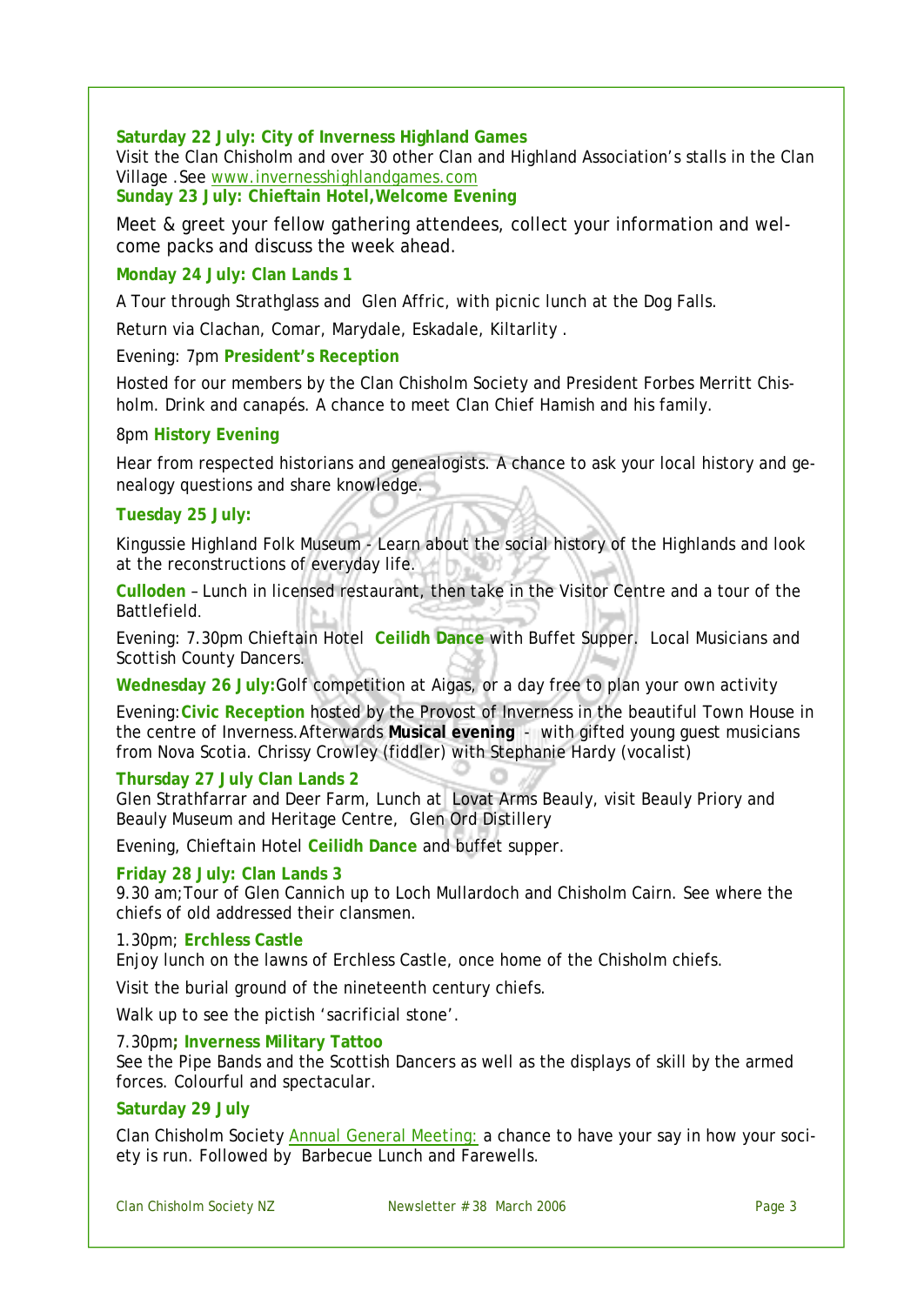**Saturday 22 July: City of Inverness Highland Games**

Visit the Clan Chisholm and over 30 other Clan and Highland Association's stalls in the Clan Village .See www.invernesshighlandgames.com

**Sunday 23 July: Chieftain Hotel,Welcome Evening**

Meet & greet your fellow gathering attendees, collect your information and welcome packs and discuss the week ahead.

**Monday 24 July: Clan Lands 1**

A Tour through Strathglass and Glen Affric, with picnic lunch at the Dog Falls.

Return via Clachan, Comar, Marydale, Eskadale, Kiltarlity .

Evening: 7pm **President's Reception**

Hosted for our members by the Clan Chisholm Society and President Forbes Merritt Chisholm. Drink and canapés. A chance to meet Clan Chief Hamish and his family.

8pm **History Evening**

Hear from respected historians and genealogists. A chance to ask your local history and genealogy questions and share knowledge.

**Tuesday 25 July:**

Kingussie Highland Folk Museum - Learn about the social history of the Highlands and look at the reconstructions of everyday life.

**Culloden** – Lunch in licensed restaurant, then take in the Visitor Centre and a tour of the Battlefield.

Evening: 7.30pm Chieftain Hotel **Ceilidh Dance** with Buffet Supper. Local Musicians and Scottish County Dancers.

**Wednesday 26 July:** Golf competition at Aigas, or a day free to plan your own activity

Evening: **Civic Reception** hosted by the Provost of Inverness in the beautiful Town House in the centre of Inverness. Afterwards **Musical evening** - with gifted young guest musicians from Nova Scotia. Chrissy Crowley (fiddler) with Stephanie Hardy (vocalist)

**Thursday 27 July Clan Lands 2**

Glen Strathfarrar and Deer Farm, Lunch at Lovat Arms Beauly, visit Beauly Priory and Beauly Museum and Heritage Centre, Glen Ord Distillery

Evening, Chieftain Hotel **Ceilidh Dance** and buffet supper.

**Friday 28 July: Clan Lands 3**

9.30 am;Tour of Glen Cannich up to Loch Mullardoch and Chisholm Cairn. See where the chiefs of old addressed their clansmen.

1.30pm; **Erchless Castle**

Enjoy lunch on the lawns of Erchless Castle, once home of the Chisholm chiefs.

Visit the burial ground of the nineteenth century chiefs.

Walk up to see the pictish 'sacrificial stone'.

7.30pm**; Inverness Military Tattoo**

See the Pipe Bands and the Scottish Dancers as well as the displays of skill by the armed forces. Colourful and spectacular.

**Saturday 29 July**

Clan Chisholm Society Annual General Meeting: a chance to have your say in how your society is run. Followed by Barbecue Lunch and Farewells.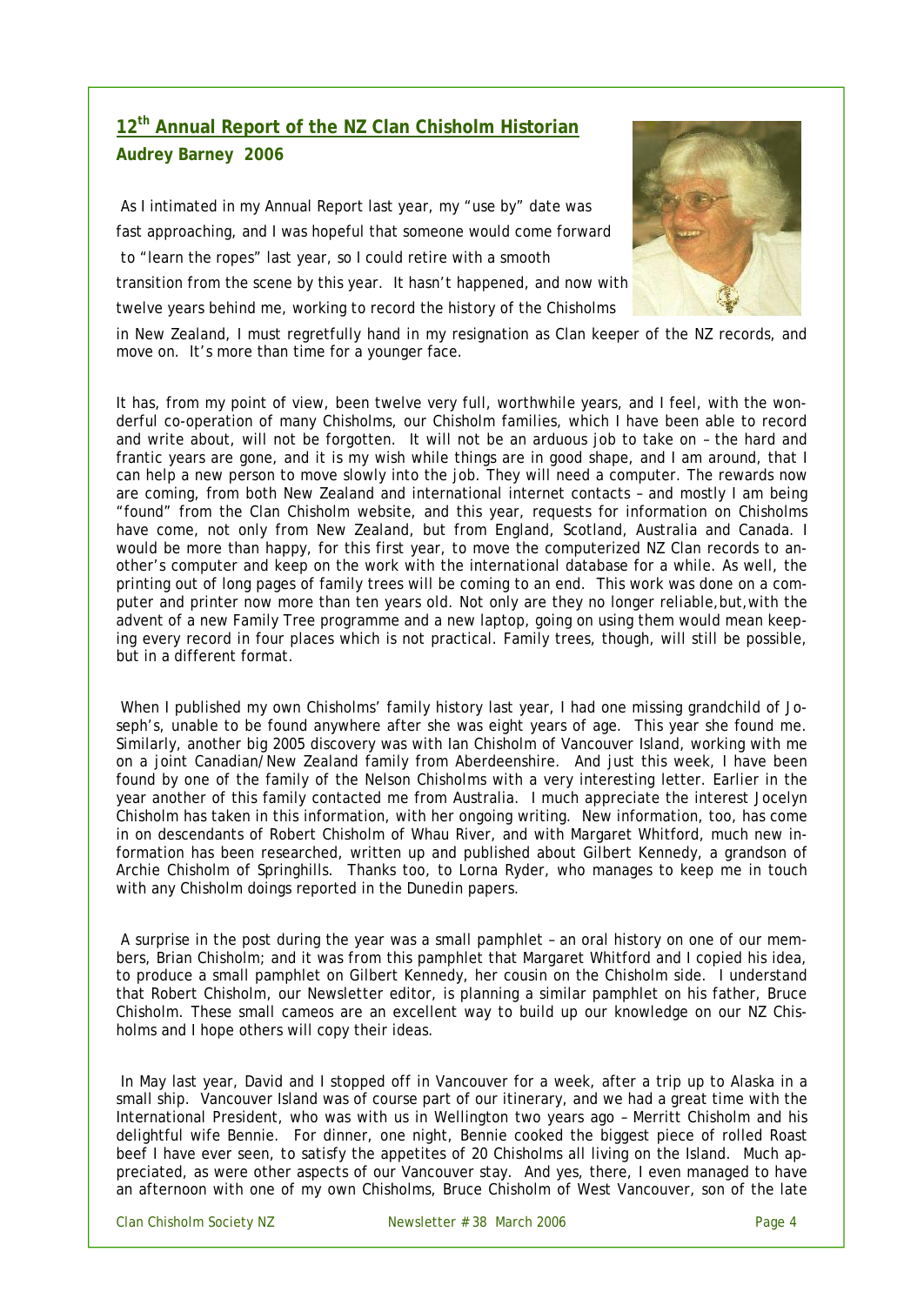## 12th Annual Report of the NZ Clan Chisholm Historian

**Audrey Barney 2006**

As I intimated in my Annual Report last year, my "use by" date was fast approaching, and I was hopeful that someone would come forward to "learn the ropes" last year, so I could retire with a smooth transition from the scene by this year. It hasn't happened, and now with twelve years behind me, working to record the history of the Chisholms in New Zealand, I must regretfully hand in my resignation as Clan keeper of the NZ records, and move on. It's more than time for a younger face.

It has, from my point of view, been twelve very full, worthwhile years, and I feel, with the wonderful co-operation of many Chisholms, our Chisholm families, which I have been able to record and write about, will not be forgotten. It will not be an arduous job to take on – the hard and frantic years are gone, and it is my wish while things are in good shape, and I am around, that I can help a new person to move slowly into the job. They will need a computer. The rewards now are coming, from both New Zealand and international internet contacts – and mostly I am being "found" from the Clan Chisholm website, and this year, requests for information on Chisholms have come, not only from New Zealand, but from England, Scotland, Australia and Canada. I would be more than happy, for this first year, to move the computerized NZ Clan records to another's computer and keep on the work with the international database for a while. As well, the printing out of long pages of family trees will be coming to an end. This work was done on a computer and printer now more than ten years old. Not only are they no longer reliable,but,with the advent of a new Family Tree programme and a new laptop, going on using them would mean keeping every record in four places which is not practical. Family trees, though, will still be possible, but in a different format.

When I published my own Chisholms' family history last year, I had one missing grandchild of Joseph's, unable to be found anywhere after she was eight years of age. This year she found me. Similarly, another big 2005 discovery was with Ian Chisholm of Vancouver Island, working with me on a joint Canadian/New Zealand family from Aberdeenshire. And just this week, I have been found by one of the family of the Nelson Chisholms with a very interesting letter. Earlier in the year another of this family contacted me from Australia. I much appreciate the interest Jocelyn Chisholm has taken in this information, with her ongoing writing. New information, too, has come in on descendants of Robert Chisholm of Whau River, and with Margaret Whitford, much new information has been researched, written up and published about Gilbert Kennedy, a grandson of Archie Chisholm of Springhills. Thanks too, to Lorna Ryder, who manages to keep me in touch with any Chisholm doings reported in the Dunedin papers.

A surprise in the post during the year was a small pamphlet – an oral history on one of our members, Brian Chisholm; and it was from this pamphlet that Margaret Whitford and I copied his idea, to produce a small pamphlet on Gilbert Kennedy, her cousin on the Chisholm side. I understand that Robert Chisholm, our Newsletter editor, is planning a similar pamphlet on his father, Bruce Chisholm. These small cameos are an excellent way to build up our knowledge on our NZ Chisholms and I hope others will copy their ideas.

In May last year, David and I stopped off in Vancouver for a week, after a trip up to Alaska in a small ship. Vancouver Island was of course part of our itinerary, and we had a great time with the International President, who was with us in Wellington two years ago – Merritt Chisholm and his delightful wife Bennie. For dinner, one night, Bennie cooked the biggest piece of rolled Roast beef I have ever seen, to satisfy the appetites of 20 Chisholms all living on the Island. Much appreciated, as were other aspects of our Vancouver stay. And yes, there, I even managed to have an afternoon with one of my own Chisholms, Bruce Chisholm of West Vancouver, son of the late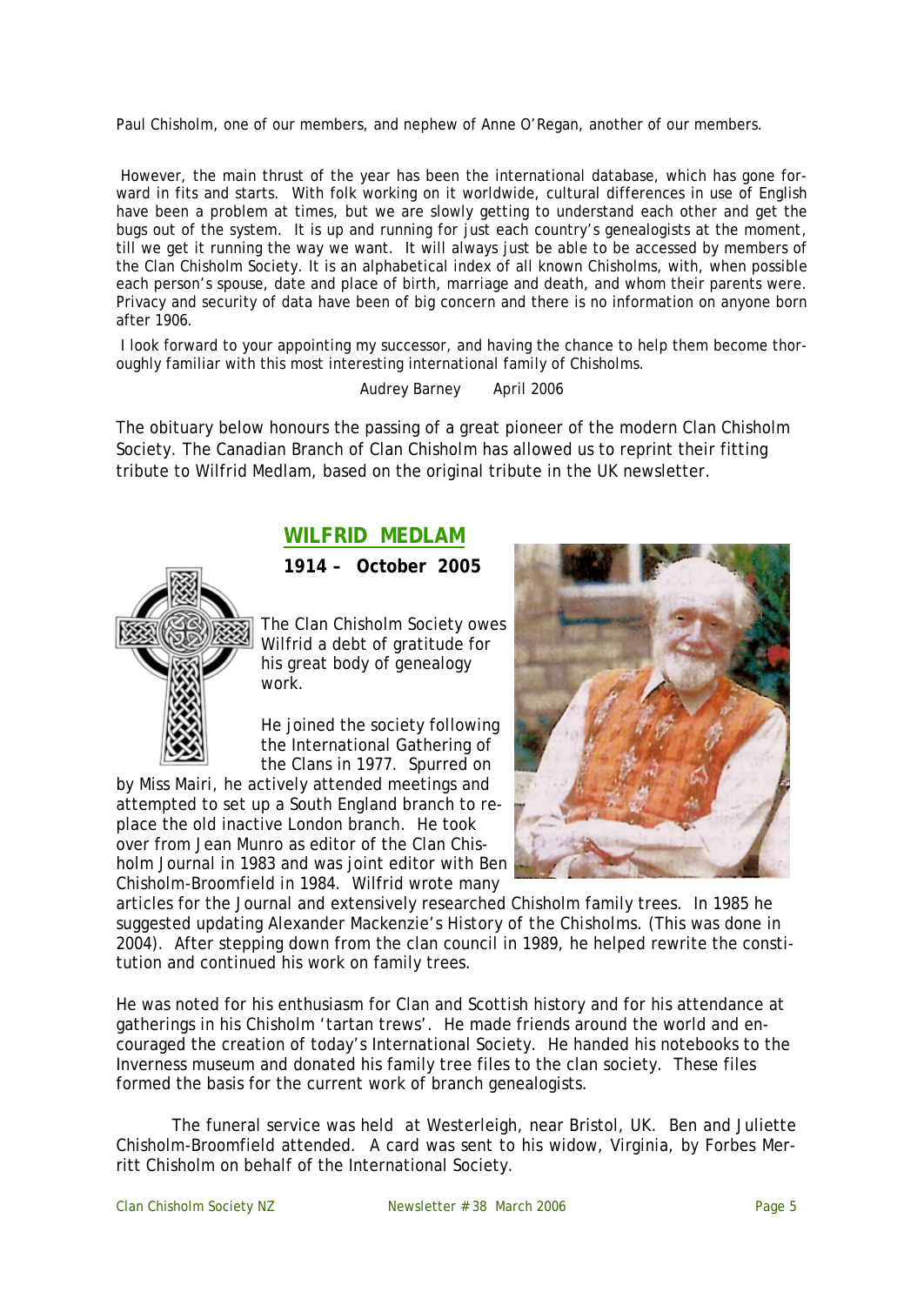Paul Chisholm, one of our members, and nephew of Anne O'Regan, another of our members.

However, the main thrust of the year has been the international database, which has gone forward in fits and starts. With folk working on it worldwide, cultural differences in use of English have been a problem at times, but we are slowly getting to understand each other and get the bugs out of the system. It is up and running for just each country's genealogists at the moment, till we get it running the way we want. It will always just be able to be accessed by members of the Clan Chisholm Society. It is an alphabetical index of all known Chisholms, with, when possible each person's spouse, date and place of birth, marriage and death, and whom their parents were. Privacy and security of data have been of big concern and there is no information on anyone born after 1906.

I look forward to your appointing my successor, and having the chance to help them become thoroughly familiar with this most interesting international family of Chisholms.

Audrey Barney April 2006

The obituary below honours the passing of a great pioneer of the modern Clan Chisholm Society. The Canadian Branch of Clan Chisholm has allowed us to reprint their fitting tribute to Wilfrid Medlam, based on the original tribute in the UK newsletter.

## WILFRID MEDLAM

**1914 – October 2005**

The Clan Chisholm Society owes Wilfrid a debt of gratitude for his great body of genealogy work.

He joined the society following the International Gathering of the Clans in 1977. Spurred on by Miss Mairi, he actively attended meetings and attempted to set up a South England branch to replace the old inactive London branch. He took over from Jean Munro as editor of the Clan Chisholm Journal in 1983 and was joint editor with Ben Chisholm-Broomfield in 1984. Wilfrid wrote many articles for the Journal and extensively researched Chisholm family trees. In 1985 he suggested updating Alexander Mackenzie's *History of the Chisholms*. (This was done in 2004). After stepping down from the clan council in 1989, he helped rewrite the constitution and continued his work on family trees.

He was noted for his enthusiasm for Clan and Scottish history and for his attendance at gatherings in his Chisholm 'tartan trews'. He made friends around the world and encouraged the creation of today's International Society. He handed his notebooks to the Inverness museum and donated his family tree files to the clan society. These files formed the basis for the current work of branch genealogists.

The funeral service was held at Westerleigh, near Bristol, UK. Ben and Juliette Chisholm-Broomfield attended. A card was sent to his widow, Virginia, by Forbes Merritt Chisholm on behalf of the International Society.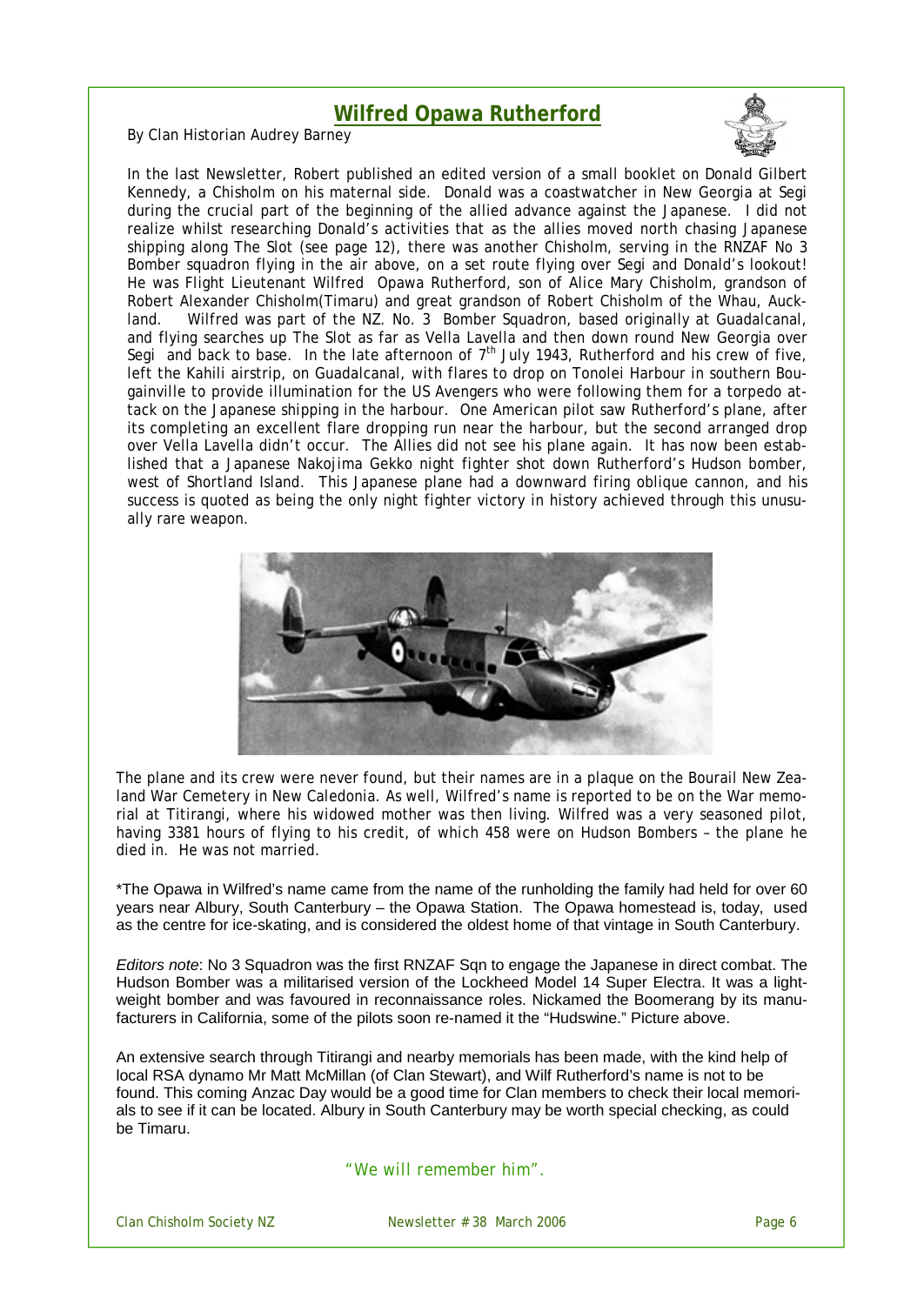# Wilfred Opawa Rutherford

By Clan Historian Audrey Barney

In the last Newsletter, Robert published an edited version of a small booklet on Donald Gilbert Kennedy, a Chisholm on his maternal side. Donald was a coastwatcher in New Georgia at Segi during the crucial part of the beginning of the allied advance against the Japanese. I did not realize whilst researching Donald's activities that as the allies moved north chasing Japanese shipping along The Slot (see page 12), there was another Chisholm, serving in the RNZAF No 3 Bomber squadron flying in the air above, on a set route flying over Segi and Donald's lookout! He was Flight Lieutenant Wilfred Opawa Rutherford, son of Alice Mary Chisholm, grandson of Robert Alexander Chisholm(Timaru) and great grandson of Robert Chisholm of the Whau, Auckland. Wilfred was part of the NZ. No. 3 Bomber Squadron, based originally at Guadalcanal, and flying searches up The Slot as far as Vella Lavella and then down round New Georgia over Segi and back to base. In the late afternoon of 7th July 1943, Rutherford and his crew of five, left the Kahili airstrip, on Guadalcanal, with flares to drop on Tonolei Harbour in southern Bougainville to provide illumination for the US Avengers who were following them for a torpedo attack on the Japanese shipping in the harbour. One American pilot saw Rutherford's plane, after its completing an excellent flare dropping run near the harbour, but the second arranged drop over Vella Lavella didn't occur. The Allies did not see his plane again. It has now been established that a Japanese Nakojima Gekko night fighter shot down Rutherford's Hudson bomber, west of Shortland Island. This Japanese plane had a downward firing oblique cannon, and his success is quoted as being the only night fighter victory in history achieved through this unusually rare weapon.

The plane and its crew were never found, but their names are in a plaque on the Bourail New Zealand War Cemetery in New Caledonia. As well, Wilfred's name is reported to be on the War memorial at Titirangi, where his widowed mother was then living. Wilfred was a very seasoned pilot, having 3381 hours of flying to his credit, of which 458 were on Hudson Bombers – the plane he died in. He was not married.

*The Opawa in Wilfred's name came from the name of the runholding the family had held for over 60 years near Albury, South Canterbury – the Opawa Station. The Opawa homestead is, today, used as the centre for ice-skating, and is considered the oldest home of that vintage in South Canterbury.

*Editors note*: No 3 Squadron was the first RNZAF Sqn to engage the Japanese in direct combat. The Hudson Bomber was a militarised version of the Lockheed Model 14 Super Electra. It was a lightweight bomber and was favoured in reconnaissance roles. Nickamed the Boomerang by its manufacturers in California, some of the pilots soon re-named it the "Hudswine." Picture above.

An extensive search through Titirangi and nearby memorials has been made, with the kind help of local RSA dynamo Mr Matt McMillan (of Clan Stewart), and Wilf Rutherford's name is not to be found. This coming Anzac Day would be a good time for Clan members to check their local memorials to see if it can be located. Albury in South Canterbury may be worth special checking, as could be Timaru.

"We will remember him".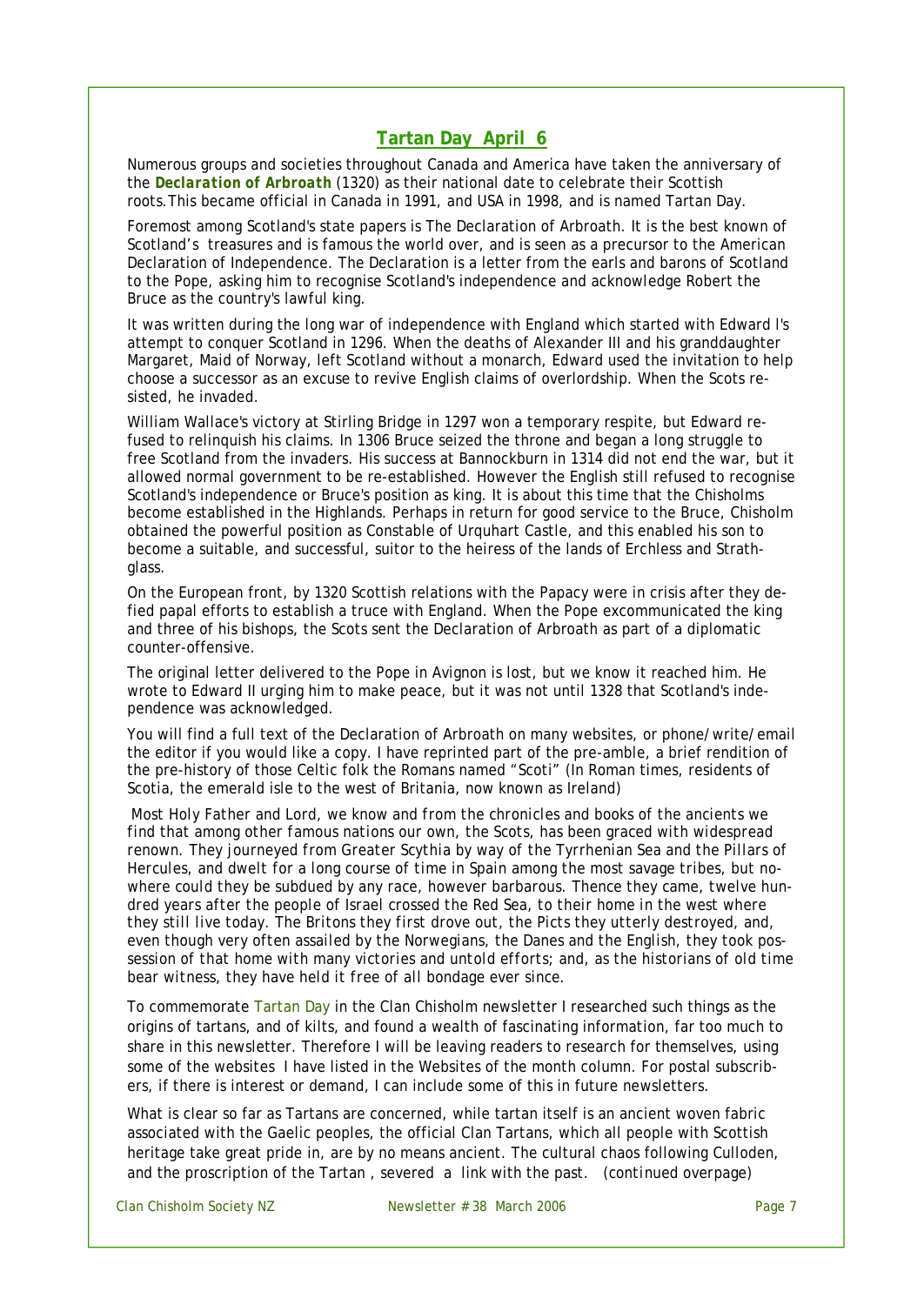## Tartan Day April 6

Numerous groups and societies throughout Canada and America have taken the anniversary of the ***Declaration of Arbroath*** (1320) as their national date to celebrate their Scottish roots.This became official in Canada in 1991, and USA in 1998, and is named Tartan Day.

Foremost among Scotland's state papers is The Declaration of Arbroath. It is the best known of Scotland's treasures and is famous the world over, and is seen as a precursor to the American Declaration of Independence. The Declaration is a letter from the earls and barons of Scotland to the Pope, asking him to recognise Scotland's independence and acknowledge Robert the Bruce as the country's lawful king.

It was written during the long war of independence with England which started with Edward I's attempt to conquer Scotland in 1296. When the deaths of Alexander III and his granddaughter Margaret, Maid of Norway, left Scotland without a monarch, Edward used the invitation to help choose a successor as an excuse to revive English claims of overlordship. When the Scots resisted, he invaded.

William Wallace's victory at Stirling Bridge in 1297 won a temporary respite, but Edward refused to relinquish his claims. In 1306 Bruce seized the throne and began a long struggle to free Scotland from the invaders. His success at Bannockburn in 1314 did not end the war, but it allowed normal government to be re-established. However the English still refused to recognise Scotland's independence or Bruce's position as king. It is about this time that the Chisholms become established in the Highlands. Perhaps in return for good service to the Bruce, Chisholm obtained the powerful position as Constable of Urquhart Castle, and this enabled his son to become a suitable, and successful, suitor to the heiress of the lands of Erchless and Strathglass.

On the European front, by 1320 Scottish relations with the Papacy were in crisis after they defied papal efforts to establish a truce with England. When the Pope excommunicated the king and three of his bishops, the Scots sent the Declaration of Arbroath as part of a diplomatic counter-offensive.

The original letter delivered to the Pope in Avignon is lost, but we know it reached him. He wrote to Edward II urging him to make peace, but it was not until 1328 that Scotland's independence was acknowledged.

You will find a full text of the Declaration of Arbroath on many websites, or phone/write/email the editor if you would like a copy. I have reprinted part of the pre-amble, a brief rendition of the pre-history of those Celtic folk the Romans named "Scoti" (In Roman times, residents of Scotia, the emerald isle to the west of Britania, now known as Ireland)

*Most Holy Father and Lord, we know and from the chronicles and books of the ancients we find that among other famous nations our own, the Scots, has been graced with widespread renown. They journeyed from Greater Scythia by way of the Tyrrhenian Sea and the Pillars of Hercules, and dwelt for a long course of time in Spain among the most savage tribes, but nowhere could they be subdued by any race, however barbarous. Thence they came, twelve hundred years after the people of Israel crossed the Red Sea, to their home in the west where they still live today. The Britons they first drove out, the Picts they utterly destroyed, and, even though very often assailed by the Norwegians, the Danes and the English, they took possession of that home with many victories and untold efforts; and, as the historians of old time bear witness, they have held it free of all bondage ever since.*

To commemorate Tartan Day in the Clan Chisholm newsletter I researched such things as the origins of tartans, and of kilts, and found a wealth of fascinating information, far too much to share in this newsletter. Therefore I will be leaving readers to research for themselves, using some of the websites I have listed in the Websites of the month column. For postal subscribers, if there is interest or demand, I can include some of this in future newsletters.

What is clear so far as Tartans are concerned, while tartan itself is an ancient woven fabric associated with the Gaelic peoples, the official Clan Tartans, which all people with Scottish heritage take great pride in, are by no means ancient. The cultural chaos following Culloden, and the proscription of the Tartan , severed a link with the past. *(continued overpage)*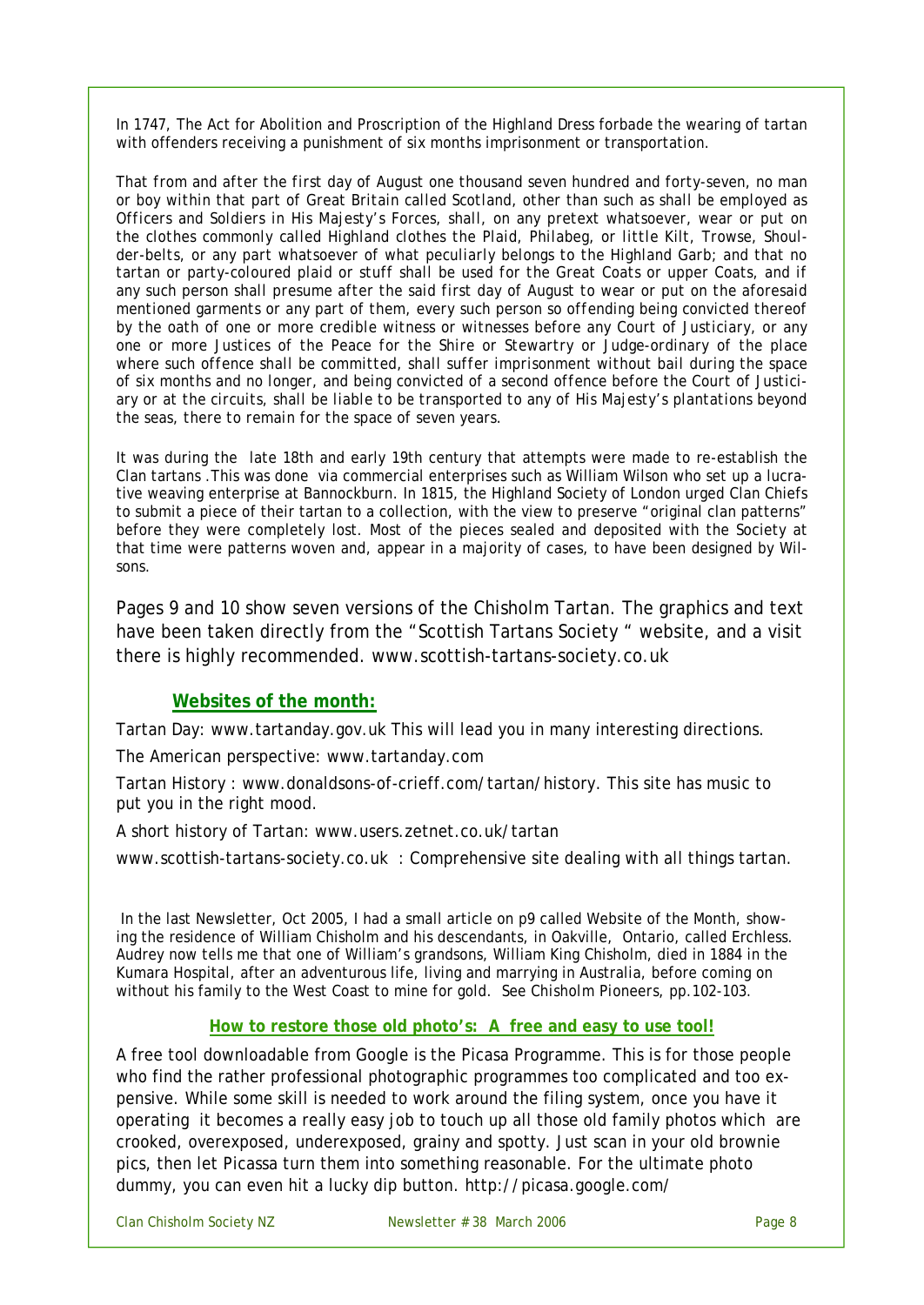In 1747, The Act for Abolition and Proscription of the Highland Dress forbade the wearing of tartan with offenders receiving a punishment of six months imprisonment or transportation.

*That from and after the first day of August one thousand seven hundred and forty-seven, no man or boy within that part of Great Britain called Scotland, other than such as shall be employed as Officers and Soldiers in His Majesty's Forces, shall, on any pretext whatsoever, wear or put on the clothes commonly called Highland clothes the Plaid, Philabeg, or little Kilt, Trowse, Shoulder-belts, or any part whatsoever of what peculiarly belongs to the Highland Garb; and that no tartan or party-coloured plaid or stuff shall be used for the Great Coats or upper Coats, and if any such person shall presume after the said first day of August to wear or put on the aforesaid mentioned garments or any part of them, every such person so offending being convicted thereof by the oath of one or more credible witness or witnesses before any Court of Justiciary, or any one or more Justices of the Peace for the Shire or Stewartry or Judge-ordinary of the place where such offence shall be committed, shall suffer imprisonment without bail during the space of six months and no longer, and being convicted of a second offence before the Court of Justiciary or at the circuits, shall be liable to be transported to any of His Majesty's plantations beyond the seas, there to remain for the space of seven years.*

It was during the late 18th and early 19th century that attempts were made to re-establish the Clan tartans .This was done via commercial enterprises such as William Wilson who set up a lucrative weaving enterprise at Bannockburn. In 1815, the Highland Society of London urged Clan Chiefs to submit a piece of their tartan to a collection, with the view to preserve "original clan patterns" before they were completely lost. Most of the pieces sealed and deposited with the Society at that time were patterns woven and, appear in a majority of cases, to have been designed by Wilsons.

Pages 9 and 10 show seven versions of the Chisholm Tartan. The graphics and text have been taken directly from the "Scottish Tartans Society " website, and a visit there is highly recommended. www.scottish-tartans-society.co.uk

## Websites of the month:

Tartan Day: www.tartanday.gov.uk This will lead you in many interesting directions.

The American perspective: www.tartanday.com

Tartan History : www.donaldsons-of-crieff.com/tartan/history. This site has music to put you in the right mood.

A short history of Tartan: www.users.zetnet.co.uk/tartan

www.scottish-tartans-society.co.uk : Comprehensive site dealing with all things tartan.

In the last Newsletter, Oct 2005, I had a small article on p9 called Website of the Month, showing the residence of William Chisholm and his descendants, in Oakville, Ontario, called Erchless. Audrey now tells me that one of William's grandsons, William King Chisholm, died in 1884 in the Kumara Hospital, after an adventurous life, living and marrying in Australia, before coming on without his family to the West Coast to mine for gold. See Chisholm Pioneers, pp.102-103.

## How to restore those old photo's: A free and easy to use tool!

A free tool downloadable from Google is the Picasa Programme. This is for those people who find the rather professional photographic programmes too complicated and too expensive. While some skill is needed to work around the filing system, once you have it operating it becomes a really easy job to touch up all those old family photos which are crooked, overexposed, underexposed, grainy and spotty. Just scan in your old brownie pics, then let Picassa turn them into something reasonable. For the ultimate photo dummy, you can even hit a lucky dip button. http://picasa.google.com/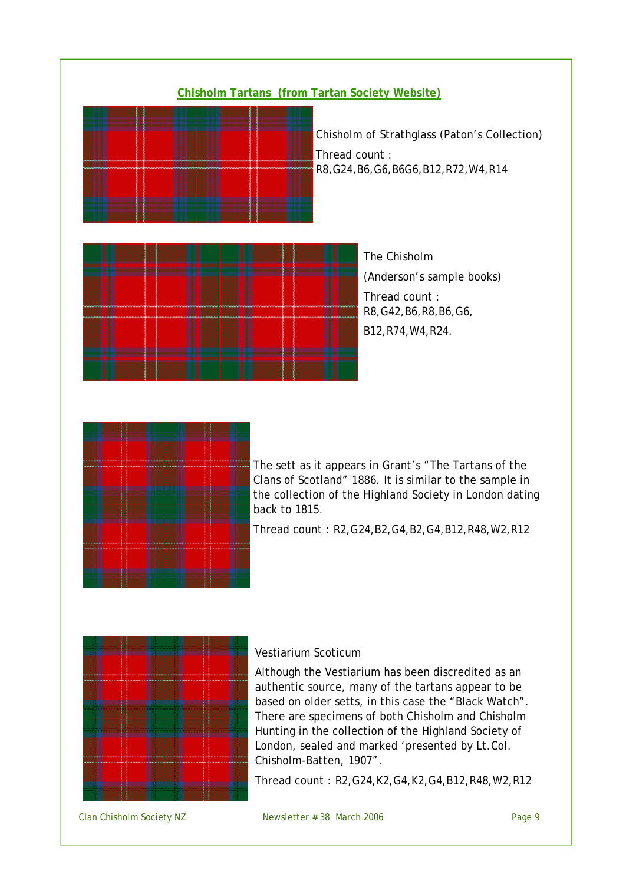## Chisholm Tartans (from Tartan Society Website)

Chisholm of Strathglass (Paton's Collection)

Thread count : R8,G24,B6,G6,B6G6,B12,R72,W4,R14

The Chisholm

(Anderson's sample books)

Thread count : R8,G42,B6,R8,B6,G6,

B12,R74,W4,R24.

The sett as it appears in Grant's "The Tartans of the Clans of Scotland" 1886. It is similar to the sample in the collection of the Highland Society in London dating back to 1815.

Thread count : R2,G24,B2,G4,B2,G4,B12,R48,W2,R12

Vestiarium Scoticum

Although the Vestiarium has been discredited as an authentic source, many of the tartans appear to be based on older setts, in this case the "Black Watch". There are specimens of both Chisholm and Chisholm Hunting in the collection of the Highland Society of London, sealed and marked 'presented by Lt.Col. Chisholm-Batten, 1907".

Thread count : R2,G24,K2,G4,K2,G4,B12,R48,W2,R12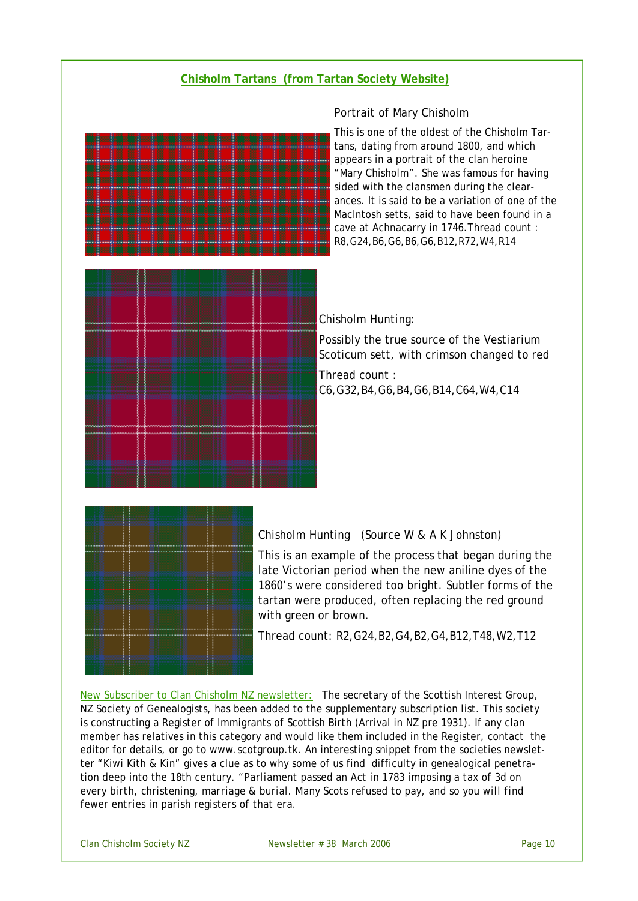## Chisholm Tartans (from Tartan Society Website)

Portrait of Mary Chisholm

This is one of the oldest of the Chisholm Tartans, dating from around 1800, and which appears in a portrait of the clan heroine "Mary Chisholm". She was famous for having sided with the clansmen during the clearances. It is said to be a variation of one of the MacIntosh setts, said to have been found in a cave at Achnacarry in 1746.Thread count : R8,G24,B6,G6,B6,G6,B12,R72,W4,R14

Chisholm Hunting:

Possibly the true source of the Vestiarium Scoticum sett, with crimson changed to red

Thread count : C6,G32,B4,G6,B4,G6,B14,C64,W4,C14

Chisholm Hunting (Source W & A K Johnston)

This is an example of the process that began during the late Victorian period when the new aniline dyes of the 1860's were considered too bright. Subtler forms of the tartan were produced, often replacing the red ground with green or brown.

Thread count: R2,G24,B2,G4,B2,G4,B12,T48,W2,T12

New Subscriber to Clan Chisholm NZ newsletter: The secretary of the Scottish Interest Group, NZ Society of Genealogists, has been added to the supplementary subscription list. This society is constructing a Register of Immigrants of Scottish Birth (Arrival in NZ pre 1931). If any clan member has relatives in this category and would like them included in the Register, contact the editor for details, or go to www.scotgroup.tk. An interesting snippet from the societies newsletter "Kiwi Kith & Kin" gives a clue as to why some of us find difficulty in genealogical penetration deep into the 18th century. "*Parliament passed an Act in 1783 imposing a tax of 3d on every birth, christening, marriage & burial. Many Scots refused to pay, and so you will find fewer entries in parish registers of that era.*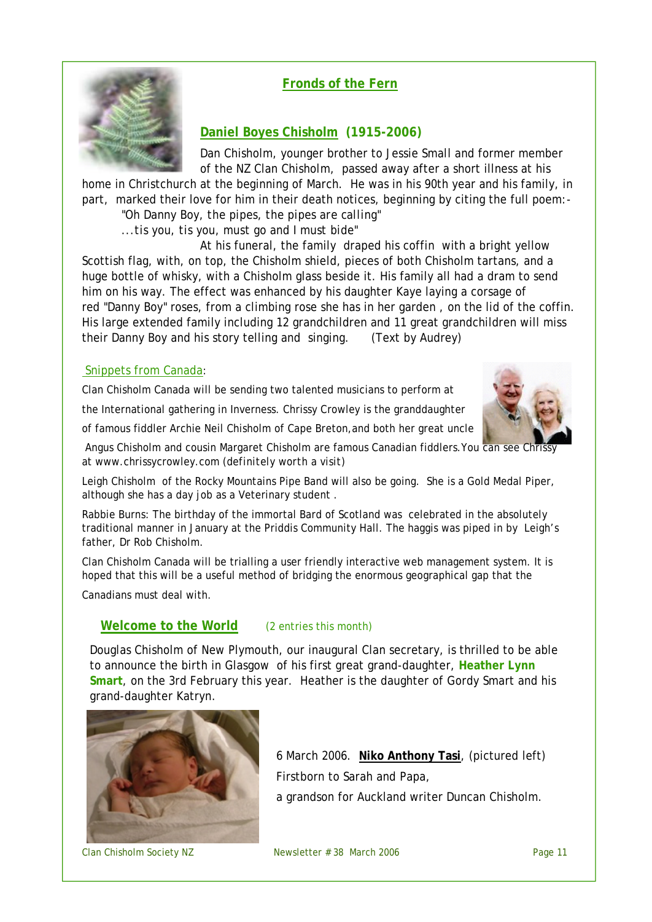## Fronds of the Fern

### Daniel Boyes Chisholm (1915-2006)

Dan Chisholm, younger brother to Jessie Small and former member of the NZ Clan Chisholm, passed away after a short illness at his home in Christchurch at the beginning of March. He was in his 90th year and his family, in part, marked their love for him in their death notices, beginning by citing the full poem:-

"Oh Danny Boy, the pipes, the pipes are calling"
...tis you, tis you, must go and I must bide"

At his funeral, the family draped his coffin with a bright yellow Scottish flag, with, on top, the Chisholm shield, pieces of both Chisholm tartans, and a huge bottle of whisky, with a Chisholm glass beside it. His family all had a dram to send him on his way. The effect was enhanced by his daughter Kaye laying a corsage of red "Danny Boy" roses, from a climbing rose she has in her garden , on the lid of the coffin. His large extended family including 12 grandchildren and 11 great grandchildren will miss their Danny Boy and his story telling and singing. (Text by Audrey)

### Snippets from Canada:

Clan Chisholm Canada will be sending two talented musicians to perform at the International gathering in Inverness. Chrissy Crowley is the granddaughter of famous fiddler Archie Neil Chisholm of Cape Breton, and both her great uncle Angus Chisholm and cousin Margaret Chisholm are famous Canadian fiddlers. You can see Chrissy at www.chrissycrowley.com (definitely worth a visit)

Leigh Chisholm of the Rocky Mountains Pipe Band will also be going. She is a Gold Medal Piper, although she has a day job as a Veterinary student .

Rabbie Burns: The birthday of the immortal Bard of Scotland was celebrated in the absolutely traditional manner in January at the Priddis Community Hall. The haggis was piped in by Leigh's father, Dr Rob Chisholm.

Clan Chisholm Canada will be trialling a user friendly interactive web management system. It is hoped that this will be a useful method of bridging the enormous geographical gap that the Canadians must deal with.

### Welcome to the World (2 entries this month)

Douglas Chisholm of New Plymouth, our inaugural Clan secretary, is thrilled to be able to announce the birth in Glasgow of his first great grand-daughter, **Heather Lynn Smart**, on the 3rd February this year. Heather is the daughter of Gordy Smart and his grand-daughter Katryn.

6 March 2006. **Niko Anthony Tasi**, (pictured left)
Firstborn to Sarah and Papa,
a grandson for Auckland writer Duncan Chisholm.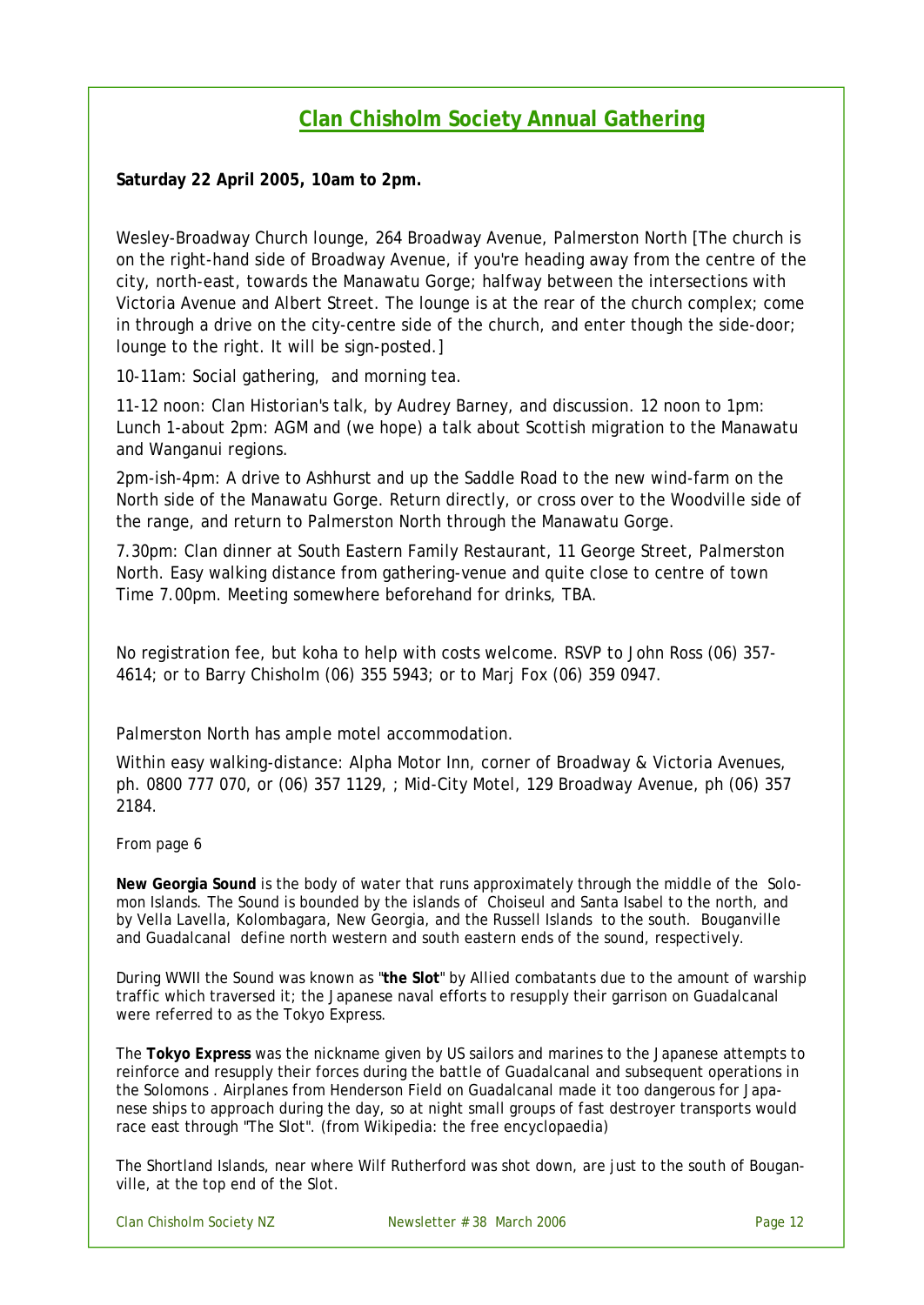## Clan Chisholm Society Annual Gathering

**Saturday 22 April 2005, 10am to 2pm.**

Wesley-Broadway Church lounge, 264 Broadway Avenue, Palmerston North [The church is on the right-hand side of Broadway Avenue, if you're heading away from the centre of the city, north-east, towards the Manawatu Gorge; halfway between the intersections with Victoria Avenue and Albert Street. The lounge is at the rear of the church complex; come in through a drive on the city-centre side of the church, and enter though the side-door; lounge to the right. It will be sign-posted.]

10-11am: Social gathering, and morning tea.

11-12 noon: Clan Historian's talk, by Audrey Barney, and discussion. 12 noon to 1pm: Lunch 1-about 2pm: AGM and (we hope) a talk about Scottish migration to the Manawatu and Wanganui regions.

2pm-ish-4pm: A drive to Ashhurst and up the Saddle Road to the new wind-farm on the North side of the Manawatu Gorge. Return directly, or cross over to the Woodville side of the range, and return to Palmerston North through the Manawatu Gorge.

7.30pm: Clan dinner at South Eastern Family Restaurant, 11 George Street, Palmerston North. Easy walking distance from gathering-venue and quite close to centre of town Time 7.00pm. Meeting somewhere beforehand for drinks, TBA.

No registration fee, but koha to help with costs welcome. RSVP to John Ross (06) 357-4614; or to Barry Chisholm (06) 355 5943; or to Marj Fox (06) 359 0947.

Palmerston North has ample motel accommodation.

Within easy walking-distance: Alpha Motor Inn, corner of Broadway & Victoria Avenues, ph. 0800 777 070, or (06) 357 1129, ; Mid-City Motel, 129 Broadway Avenue, ph (06) 357 2184.

From page 6

**New Georgia Sound** is the body of water that runs approximately through the middle of the Solomon Islands. The Sound is bounded by the islands of Choiseul and Santa Isabel to the north, and by Vella Lavella, Kolombagara, New Georgia, and the Russell Islands to the south. Bouganville and Guadalcanal define north western and south eastern ends of the sound, respectively.

During WWII the Sound was known as "**the Slot**" by Allied combatants due to the amount of warship traffic which traversed it; the Japanese naval efforts to resupply their garrison on Guadalcanal were referred to as the Tokyo Express.

The **Tokyo Express** was the nickname given by US sailors and marines to the Japanese attempts to reinforce and resupply their forces during the battle of Guadalcanal and subsequent operations in the Solomons . Airplanes from Henderson Field on Guadalcanal made it too dangerous for Japanese ships to approach during the day, so at night small groups of fast destroyer transports would race east through "The Slot". (from Wikipedia: the free encyclopaedia)

The Shortland Islands, near where Wilf Rutherford was shot down, are just to the south of Bouganville, at the top end of the Slot.